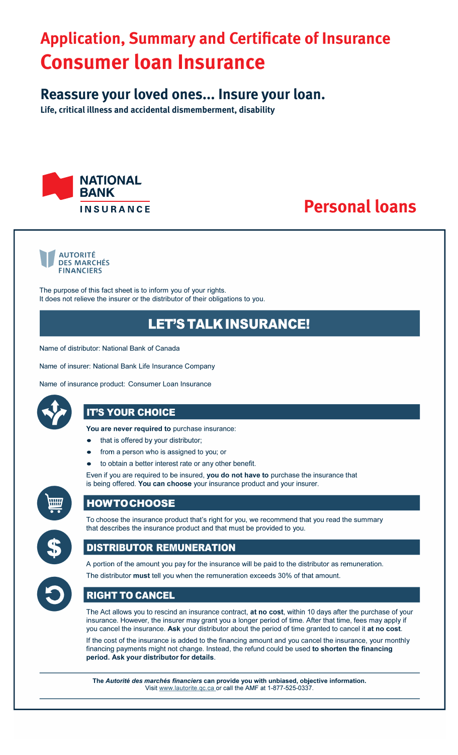# Application, Summary and Certificate of Insurance
# Consumer loan Insurance

## Reassure your loved ones... Insure your loan.

**Life, critical illness and accidental dismemberment, disability**

NATIONAL BANK INSURANCE

## Personal loans

AUTORITÉ DES MARCHÉS FINANCIERS

The purpose of this fact sheet is to inform you of your rights.
It does not relieve the insurer or the distributor of their obligations to you.

## LET'S TALK INSURANCE!

Name of distributor: National Bank of Canada

Name of insurer: National Bank Life Insurance Company

Name of insurance product: Consumer Loan Insurance

### IT'S YOUR CHOICE

**You are never required to** purchase insurance:

- that is offered by your distributor;
- from a person who is assigned to you; or
- to obtain a better interest rate or any other benefit.

Even if you are required to be insured, **you do not have to** purchase the insurance that is being offered. **You can choose** your insurance product and your insurer.

### HOW TO CHOOSE

To choose the insurance product that's right for you, we recommend that you read the summary that describes the insurance product and that must be provided to you.

### DISTRIBUTOR REMUNERATION

A portion of the amount you pay for the insurance will be paid to the distributor as remuneration.

The distributor **must** tell you when the remuneration exceeds 30% of that amount.

### RIGHT TO CANCEL

The Act allows you to rescind an insurance contract, **at no cost**, within 10 days after the purchase of your insurance. However, the insurer may grant you a longer period of time. After that time, fees may apply if you cancel the insurance. **Ask** your distributor about the period of time granted to cancel it **at no cost**.

If the cost of the insurance is added to the financing amount and you cancel the insurance, your monthly financing payments might not change. Instead, the refund could be used **to shorten the financing period. Ask your distributor for details**.

---

**The *Autorité des marchés financiers* can provide you with unbiased, objective information.**
Visit www.lautorite.qc.ca or call the AMF at 1-877-525-0337.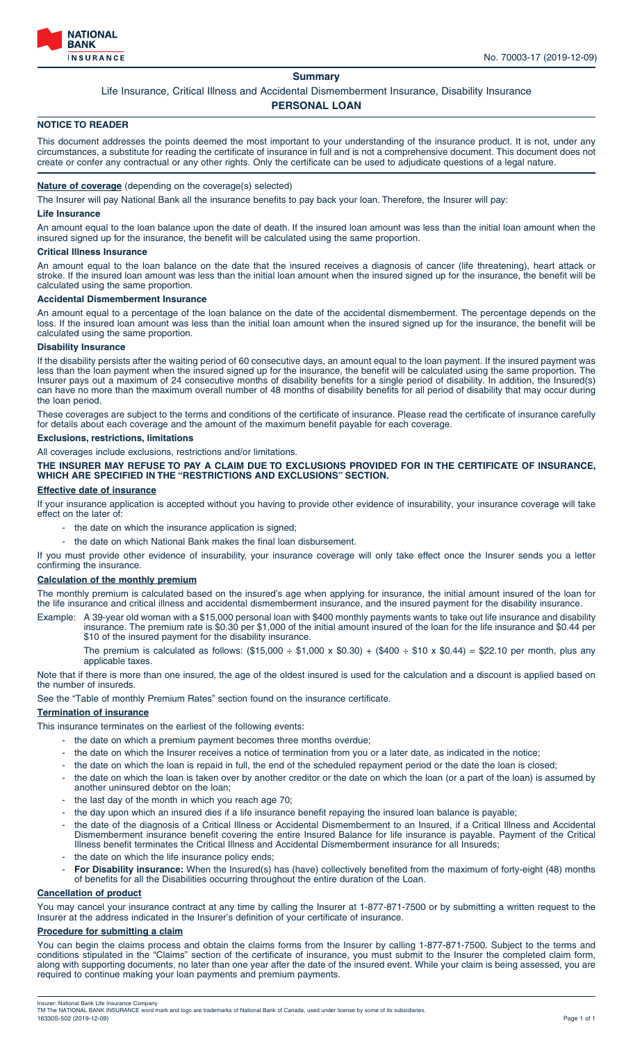NATIONAL BANK INSURANCE

No. 70003-17 (2019-12-09)

# Summary

Life Insurance, Critical Illness and Accidental Dismemberment Insurance, Disability Insurance

## PERSONAL LOAN

### NOTICE TO READER

This document addresses the points deemed the most important to your understanding of the insurance product. It is not, under any circumstances, a substitute for reading the certificate of insurance in full and is not a comprehensive document. This document does not create or confer any contractual or any other rights. Only the certificate can be used to adjudicate questions of a legal nature.

### Nature of coverage (depending on the coverage(s) selected)

The Insurer will pay National Bank all the insurance benefits to pay back your loan. Therefore, the Insurer will pay:

**Life Insurance**

An amount equal to the loan balance upon the date of death. If the insured loan amount was less than the initial loan amount when the insured signed up for the insurance, the benefit will be calculated using the same proportion.

**Critical Illness Insurance**

An amount equal to the loan balance on the date that the insured receives a diagnosis of cancer (life threatening), heart attack or stroke. If the insured loan amount was less than the initial loan amount when the insured signed up for the insurance, the benefit will be calculated using the same proportion.

**Accidental Dismemberment Insurance**

An amount equal to a percentage of the loan balance on the date of the accidental dismemberment. The percentage depends on the loss. If the insured loan amount was less than the initial loan amount when the insured signed up for the insurance, the benefit will be calculated using the same proportion.

**Disability Insurance**

If the disability persists after the waiting period of 60 consecutive days, an amount equal to the loan payment. If the insured payment was less than the loan payment when the insured signed up for the insurance, the benefit will be calculated using the same proportion. The Insurer pays out a maximum of 24 consecutive months of disability benefits for a single period of disability. In addition, the Insured(s) can have no more than the maximum overall number of 48 months of disability benefits for all period of disability that may occur during the loan period.

These coverages are subject to the terms and conditions of the certificate of insurance. Please read the certificate of insurance carefully for details about each coverage and the amount of the maximum benefit payable for each coverage.

**Exclusions, restrictions, limitations**

All coverages include exclusions, restrictions and/or limitations.

**THE INSURER MAY REFUSE TO PAY A CLAIM DUE TO EXCLUSIONS PROVIDED FOR IN THE CERTIFICATE OF INSURANCE, WHICH ARE SPECIFIED IN THE "RESTRICTIONS AND EXCLUSIONS" SECTION.**

### Effective date of insurance

If your insurance application is accepted without you having to provide other evidence of insurability, your insurance coverage will take effect on the later of:

- the date on which the insurance application is signed;
- the date on which National Bank makes the final loan disbursement.

If you must provide other evidence of insurability, your insurance coverage will only take effect once the Insurer sends you a letter confirming the insurance.

### Calculation of the monthly premium

The monthly premium is calculated based on the insured's age when applying for insurance, the initial amount insured of the loan for the life insurance and critical illness and accidental dismemberment insurance, and the insured payment for the disability insurance.

Example: A 39-year old woman with a $15,000 personal loan with $400 monthly payments wants to take out life insurance and disability insurance. The premium rate is $0.30 per $1,000 of the initial amount insured of the loan for the life insurance and $0.44 per $10 of the insured payment for the disability insurance.

The premium is calculated as follows: ($15,000 ÷ $1,000 x $0.30) + ($400 ÷ $10 x $0.44) = $22.10 per month, plus any applicable taxes.

Note that if there is more than one insured, the age of the oldest insured is used for the calculation and a discount is applied based on the number of insureds.

See the "Table of monthly Premium Rates" section found on the insurance certificate.

### Termination of insurance

This insurance terminates on the earliest of the following events:

- the date on which a premium payment becomes three months overdue;
- the date on which the Insurer receives a notice of termination from you or a later date, as indicated in the notice;
- the date on which the loan is repaid in full, the end of the scheduled repayment period or the date the loan is closed;
- the date on which the loan is taken over by another creditor or the date on which the loan (or a part of the loan) is assumed by another uninsured debtor on the loan;
- the last day of the month in which you reach age 70;
- the day upon which an insured dies if a life insurance benefit repaying the insured loan balance is payable;
- the date of the diagnosis of a Critical Illness or Accidental Dismemberment to an Insured, if a Critical Illness and Accidental Dismemberment insurance benefit covering the entire Insured Balance for life insurance is payable. Payment of the Critical Illness benefit terminates the Critical Illness and Accidental Dismemberment insurance for all Insureds;
- the date on which the life insurance policy ends;
- **For Disability insurance:** When the Insured(s) has (have) collectively benefited from the maximum of forty-eight (48) months of benefits for all the Disabilities occurring throughout the entire duration of the Loan.

### Cancellation of product

You may cancel your insurance contract at any time by calling the Insurer at 1-877-871-7500 or by submitting a written request to the Insurer at the address indicated in the Insurer's definition of your certificate of insurance.

### Procedure for submitting a claim

You can begin the claims process and obtain the claims forms from the Insurer by calling 1-877-871-7500. Subject to the terms and conditions stipulated in the "Claims" section of the certificate of insurance, you must submit to the Insurer the completed claim form, along with supporting documents, no later than one year after the date of the insured event. While your claim is being assessed, you are required to continue making your loan payments and premium payments.

Insurer: National Bank Life Insurance Company
TM The NATIONAL BANK INSURANCE word mark and logo are trademarks of National Bank of Canada, used under license by some of its subsidiaries.
16330S-502 (2019-12-09)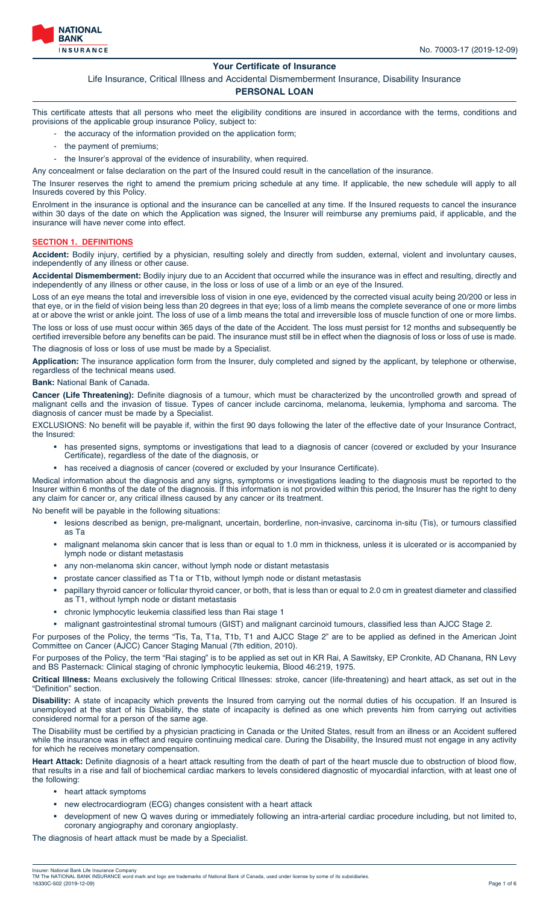No. 70003-17 (2019-12-09)

## Your Certificate of Insurance

Life Insurance, Critical Illness and Accidental Dismemberment Insurance, Disability Insurance

**PERSONAL LOAN**

This certificate attests that all persons who meet the eligibility conditions are insured in accordance with the terms, conditions and provisions of the applicable group insurance Policy, subject to:

- the accuracy of the information provided on the application form;
- the payment of premiums;
- the Insurer's approval of the evidence of insurability, when required.

Any concealment or false declaration on the part of the Insured could result in the cancellation of the insurance.

The Insurer reserves the right to amend the premium pricing schedule at any time. If applicable, the new schedule will apply to all Insureds covered by this Policy.

Enrolment in the insurance is optional and the insurance can be cancelled at any time. If the Insured requests to cancel the insurance within 30 days of the date on which the Application was signed, the Insurer will reimburse any premiums paid, if applicable, and the insurance will have never come into effect.

### SECTION 1. DEFINITIONS

**Accident:** Bodily injury, certified by a physician, resulting solely and directly from sudden, external, violent and involuntary causes, independently of any illness or other cause.

**Accidental Dismemberment:** Bodily injury due to an Accident that occurred while the insurance was in effect and resulting, directly and independently of any illness or other cause, in the loss or loss of use of a limb or an eye of the Insured.

Loss of an eye means the total and irreversible loss of vision in one eye, evidenced by the corrected visual acuity being 20/200 or less in that eye, or in the field of vision being less than 20 degrees in that eye; loss of a limb means the complete severance of one or more limbs at or above the wrist or ankle joint. The loss of use of a limb means the total and irreversible loss of muscle function of one or more limbs.

The loss or loss of use must occur within 365 days of the date of the Accident. The loss must persist for 12 months and subsequently be certified irreversible before any benefits can be paid. The insurance must still be in effect when the diagnosis of loss or loss of use is made.

The diagnosis of loss or loss of use must be made by a Specialist.

**Application:** The insurance application form from the Insurer, duly completed and signed by the applicant, by telephone or otherwise, regardless of the technical means used.

**Bank:** National Bank of Canada.

**Cancer (Life Threatening):** Definite diagnosis of a tumour, which must be characterized by the uncontrolled growth and spread of malignant cells and the invasion of tissue. Types of cancer include carcinoma, melanoma, leukemia, lymphoma and sarcoma. The diagnosis of cancer must be made by a Specialist.

EXCLUSIONS: No benefit will be payable if, within the first 90 days following the later of the effective date of your Insurance Contract, the Insured:

- has presented signs, symptoms or investigations that lead to a diagnosis of cancer (covered or excluded by your Insurance Certificate), regardless of the date of the diagnosis, or
- has received a diagnosis of cancer (covered or excluded by your Insurance Certificate).

Medical information about the diagnosis and any signs, symptoms or investigations leading to the diagnosis must be reported to the Insurer within 6 months of the date of the diagnosis. If this information is not provided within this period, the Insurer has the right to deny any claim for cancer or, any critical illness caused by any cancer or its treatment.

No benefit will be payable in the following situations:

- lesions described as benign, pre-malignant, uncertain, borderline, non-invasive, carcinoma in-situ (Tis), or tumours classified as Ta
- malignant melanoma skin cancer that is less than or equal to 1.0 mm in thickness, unless it is ulcerated or is accompanied by lymph node or distant metastasis
- any non-melanoma skin cancer, without lymph node or distant metastasis
- prostate cancer classified as T1a or T1b, without lymph node or distant metastasis
- papillary thyroid cancer or follicular thyroid cancer, or both, that is less than or equal to 2.0 cm in greatest diameter and classified as T1, without lymph node or distant metastasis
- chronic lymphocytic leukemia classified less than Rai stage 1
- malignant gastrointestinal stromal tumours (GIST) and malignant carcinoid tumours, classified less than AJCC Stage 2.

For purposes of the Policy, the terms "Tis, Ta, T1a, T1b, T1 and AJCC Stage 2" are to be applied as defined in the American Joint Committee on Cancer (AJCC) Cancer Staging Manual (7th edition, 2010).

For purposes of the Policy, the term "Rai staging" is to be applied as set out in KR Rai, A Sawitsky, EP Cronkite, AD Chanana, RN Levy and BS Pasternack: Clinical staging of chronic lymphocytic leukemia, Blood 46:219, 1975.

**Critical Illness:** Means exclusively the following Critical Illnesses: stroke, cancer (life-threatening) and heart attack, as set out in the "Definition" section.

**Disability:** A state of incapacity which prevents the Insured from carrying out the normal duties of his occupation. If an Insured is unemployed at the start of his Disability, the state of incapacity is defined as one which prevents him from carrying out activities considered normal for a person of the same age.

The Disability must be certified by a physician practicing in Canada or the United States, result from an illness or an Accident suffered while the insurance was in effect and require continuing medical care. During the Disability, the Insured must not engage in any activity for which he receives monetary compensation.

**Heart Attack:** Definite diagnosis of a heart attack resulting from the death of part of the heart muscle due to obstruction of blood flow, that results in a rise and fall of biochemical cardiac markers to levels considered diagnostic of myocardial infarction, with at least one of the following:

- heart attack symptoms
- new electrocardiogram (ECG) changes consistent with a heart attack
- development of new Q waves during or immediately following an intra-arterial cardiac procedure including, but not limited to, coronary angiography and coronary angioplasty.

The diagnosis of heart attack must be made by a Specialist.

Insurer: National Bank Life Insurance Company
TM The NATIONAL BANK INSURANCE word mark and logo are trademarks of National Bank of Canada, used under license by some of its subsidiaries.
16330C-502 (2019-12-09)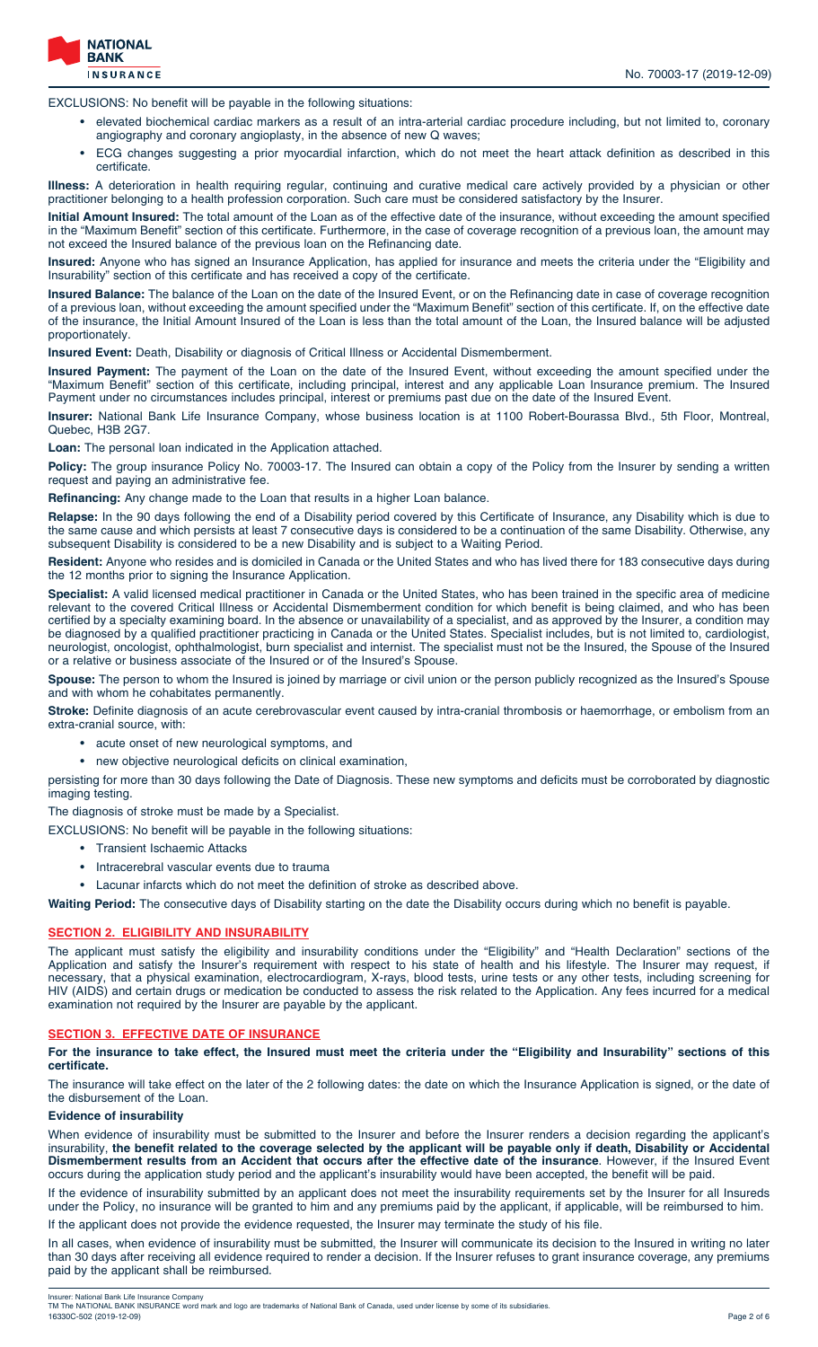EXCLUSIONS: No benefit will be payable in the following situations:

- elevated biochemical cardiac markers as a result of an intra-arterial cardiac procedure including, but not limited to, coronary angiography and coronary angioplasty, in the absence of new Q waves;
- ECG changes suggesting a prior myocardial infarction, which do not meet the heart attack definition as described in this certificate.

**Illness:** A deterioration in health requiring regular, continuing and curative medical care actively provided by a physician or other practitioner belonging to a health profession corporation. Such care must be considered satisfactory by the Insurer.

**Initial Amount Insured:** The total amount of the Loan as of the effective date of the insurance, without exceeding the amount specified in the "Maximum Benefit" section of this certificate. Furthermore, in the case of coverage recognition of a previous loan, the amount may not exceed the Insured balance of the previous loan on the Refinancing date.

**Insured:** Anyone who has signed an Insurance Application, has applied for insurance and meets the criteria under the "Eligibility and Insurability" section of this certificate and has received a copy of the certificate.

**Insured Balance:** The balance of the Loan on the date of the Insured Event, or on the Refinancing date in case of coverage recognition of a previous loan, without exceeding the amount specified under the "Maximum Benefit" section of this certificate. If, on the effective date of the insurance, the Initial Amount Insured of the Loan is less than the total amount of the Loan, the Insured balance will be adjusted proportionately.

**Insured Event:** Death, Disability or diagnosis of Critical Illness or Accidental Dismemberment.

**Insured Payment:** The payment of the Loan on the date of the Insured Event, without exceeding the amount specified under the "Maximum Benefit" section of this certificate, including principal, interest and any applicable Loan Insurance premium. The Insured Payment under no circumstances includes principal, interest or premiums past due on the date of the Insured Event.

**Insurer:** National Bank Life Insurance Company, whose business location is at 1100 Robert-Bourassa Blvd., 5th Floor, Montreal, Quebec, H3B 2G7.

**Loan:** The personal loan indicated in the Application attached.

**Policy:** The group insurance Policy No. 70003-17. The Insured can obtain a copy of the Policy from the Insurer by sending a written request and paying an administrative fee.

**Refinancing:** Any change made to the Loan that results in a higher Loan balance.

**Relapse:** In the 90 days following the end of a Disability period covered by this Certificate of Insurance, any Disability which is due to the same cause and which persists at least 7 consecutive days is considered to be a continuation of the same Disability. Otherwise, any subsequent Disability is considered to be a new Disability and is subject to a Waiting Period.

**Resident:** Anyone who resides and is domiciled in Canada or the United States and who has lived there for 183 consecutive days during the 12 months prior to signing the Insurance Application.

**Specialist:** A valid licensed medical practitioner in Canada or the United States, who has been trained in the specific area of medicine relevant to the covered Critical Illness or Accidental Dismemberment condition for which benefit is being claimed, and who has been certified by a specialty examining board. In the absence or unavailability of a specialist, and as approved by the Insurer, a condition may be diagnosed by a qualified practitioner practicing in Canada or the United States. Specialist includes, but is not limited to, cardiologist, neurologist, oncologist, ophthalmologist, burn specialist and internist. The specialist must not be the Insured, the Spouse of the Insured or a relative or business associate of the Insured or of the Insured's Spouse.

**Spouse:** The person to whom the Insured is joined by marriage or civil union or the person publicly recognized as the Insured's Spouse and with whom he cohabitates permanently.

**Stroke:** Definite diagnosis of an acute cerebrovascular event caused by intra-cranial thrombosis or haemorrhage, or embolism from an extra-cranial source, with:

- acute onset of new neurological symptoms, and
- new objective neurological deficits on clinical examination,

persisting for more than 30 days following the Date of Diagnosis. These new symptoms and deficits must be corroborated by diagnostic imaging testing.

The diagnosis of stroke must be made by a Specialist.

EXCLUSIONS: No benefit will be payable in the following situations:

- Transient Ischaemic Attacks
- Intracerebral vascular events due to trauma
- Lacunar infarcts which do not meet the definition of stroke as described above.

**Waiting Period:** The consecutive days of Disability starting on the date the Disability occurs during which no benefit is payable.

## SECTION 2. ELIGIBILITY AND INSURABILITY

The applicant must satisfy the eligibility and insurability conditions under the "Eligibility" and "Health Declaration" sections of the Application and satisfy the Insurer's requirement with respect to his state of health and his lifestyle. The Insurer may request, if necessary, that a physical examination, electrocardiogram, X-rays, blood tests, urine tests or any other tests, including screening for HIV (AIDS) and certain drugs or medication be conducted to assess the risk related to the Application. Any fees incurred for a medical examination not required by the Insurer are payable by the applicant.

## SECTION 3. EFFECTIVE DATE OF INSURANCE

**For the insurance to take effect, the Insured must meet the criteria under the "Eligibility and Insurability" sections of this certificate.**

The insurance will take effect on the later of the 2 following dates: the date on which the Insurance Application is signed, or the date of the disbursement of the Loan.

**Evidence of insurability**

When evidence of insurability must be submitted to the Insurer and before the Insurer renders a decision regarding the applicant's insurability, **the benefit related to the coverage selected by the applicant will be payable only if death, Disability or Accidental Dismemberment results from an Accident that occurs after the effective date of the insurance**. However, if the Insured Event occurs during the application study period and the applicant's insurability would have been accepted, the benefit will be paid.

If the evidence of insurability submitted by an applicant does not meet the insurability requirements set by the Insurer for all Insureds under the Policy, no insurance will be granted to him and any premiums paid by the applicant, if applicable, will be reimbursed to him.

If the applicant does not provide the evidence requested, the Insurer may terminate the study of his file.

In all cases, when evidence of insurability must be submitted, the Insurer will communicate its decision to the Insured in writing no later than 30 days after receiving all evidence required to render a decision. If the Insurer refuses to grant insurance coverage, any premiums paid by the applicant shall be reimbursed.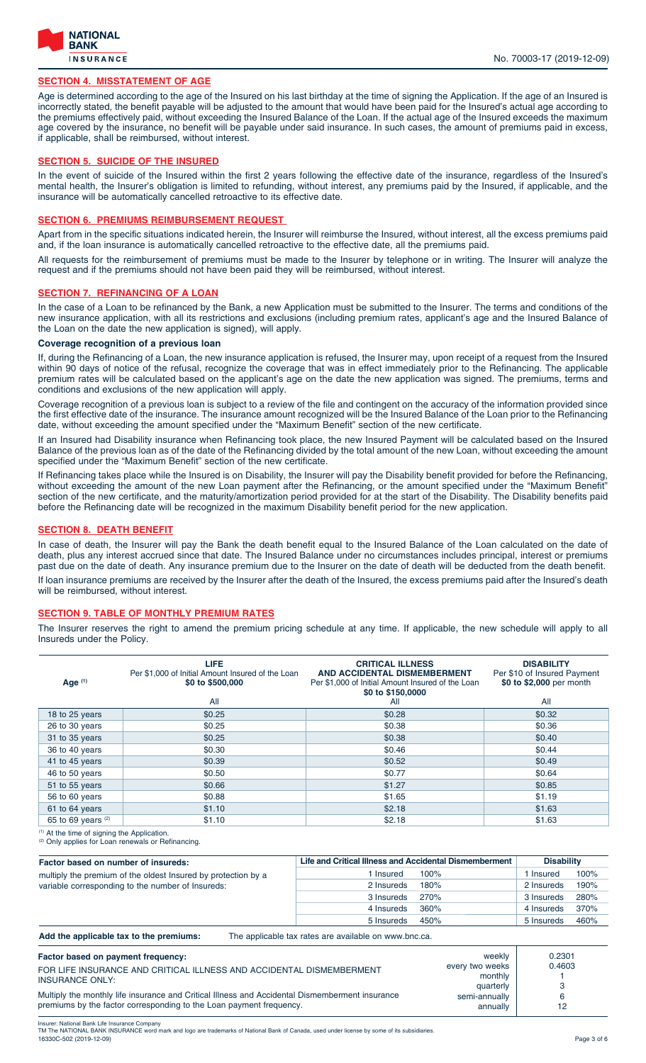## SECTION 4. MISSTATEMENT OF AGE

Age is determined according to the age of the Insured on his last birthday at the time of signing the Application. If the age of an Insured is incorrectly stated, the benefit payable will be adjusted to the amount that would have been paid for the Insured's actual age according to the premiums effectively paid, without exceeding the Insured Balance of the Loan. If the actual age of the Insured exceeds the maximum age covered by the insurance, no benefit will be payable under said insurance. In such cases, the amount of premiums paid in excess, if applicable, shall be reimbursed, without interest.

## SECTION 5. SUICIDE OF THE INSURED

In the event of suicide of the Insured within the first 2 years following the effective date of the insurance, regardless of the Insured's mental health, the Insurer's obligation is limited to refunding, without interest, any premiums paid by the Insured, if applicable, and the insurance will be automatically cancelled retroactive to its effective date.

## SECTION 6. PREMIUMS REIMBURSEMENT REQUEST

Apart from in the specific situations indicated herein, the Insurer will reimburse the Insured, without interest, all the excess premiums paid and, if the loan insurance is automatically cancelled retroactive to the effective date, all the premiums paid.

All requests for the reimbursement of premiums must be made to the Insurer by telephone or in writing. The Insurer will analyze the request and if the premiums should not have been paid they will be reimbursed, without interest.

## SECTION 7. REFINANCING OF A LOAN

In the case of a Loan to be refinanced by the Bank, a new Application must be submitted to the Insurer. The terms and conditions of the new insurance application, with all its restrictions and exclusions (including premium rates, applicant's age and the Insured Balance of the Loan on the date the new application is signed), will apply.

**Coverage recognition of a previous loan**

If, during the Refinancing of a Loan, the new insurance application is refused, the Insurer may, upon receipt of a request from the Insured within 90 days of notice of the refusal, recognize the coverage that was in effect immediately prior to the Refinancing. The applicable premium rates will be calculated based on the applicant's age on the date the new application was signed. The premiums, terms and conditions and exclusions of the new application will apply.

Coverage recognition of a previous loan is subject to a review of the file and contingent on the accuracy of the information provided since the first effective date of the insurance. The insurance amount recognized will be the Insured Balance of the Loan prior to the Refinancing date, without exceeding the amount specified under the "Maximum Benefit" section of the new certificate.

If an Insured had Disability insurance when Refinancing took place, the new Insured Payment will be calculated based on the Insured Balance of the previous loan as of the date of the Refinancing divided by the total amount of the new Loan, without exceeding the amount specified under the "Maximum Benefit" section of the new certificate.

If Refinancing takes place while the Insured is on Disability, the Insurer will pay the Disability benefit provided for before the Refinancing, without exceeding the amount of the new Loan payment after the Refinancing, or the amount specified under the "Maximum Benefit" section of the new certificate, and the maturity/amortization period provided for at the start of the Disability. The Disability benefits paid before the Refinancing date will be recognized in the maximum Disability benefit period for the new application.

## SECTION 8. DEATH BENEFIT

In case of death, the Insurer will pay the Bank the death benefit equal to the Insured Balance of the Loan calculated on the date of death, plus any interest accrued since that date. The Insured Balance under no circumstances includes principal, interest or premiums past due on the date of death. Any insurance premium due to the Insurer on the date of death will be deducted from the death benefit.

If loan insurance premiums are received by the Insurer after the death of the Insured, the excess premiums paid after the Insured's death will be reimbursed, without interest.

## SECTION 9. TABLE OF MONTHLY PREMIUM RATES

The Insurer reserves the right to amend the premium pricing schedule at any time. If applicable, the new schedule will apply to all Insureds under the Policy.

| Age [1] | LIFE Per $1,000 of Initial Amount Insured of the Loan $0 to $500,000 | CRITICAL ILLNESS AND ACCIDENTAL DISMEMBERMENT Per $1,000 of Initial Amount Insured of the Loan $0 to $150,0000 | DISABILITY Per $10 of Insured Payment $0 to $2,000 per month |
|---|---|---|---|
| | All | All | All |
| 18 to 25 years | $0.25 | $0.28 | $0.32 |
| 26 to 30 years | $0.25 | $0.38 | $0.36 |
| 31 to 35 years | $0.25 | $0.38 | $0.40 |
| 36 to 40 years | $0.30 | $0.46 | $0.44 |
| 41 to 45 years | $0.39 | $0.52 | $0.49 |
| 46 to 50 years | $0.50 | $0.77 | $0.64 |
| 51 to 55 years | $0.66 | $1.27 | $0.85 |
| 56 to 60 years | $0.88 | $1.65 | $1.19 |
| 61 to 64 years | $1.10 | $2.18 | $1.63 |
| 65 to 69 years [2] | $1.10 | $2.18 | $1.63 |

[1] At the time of signing the Application.
[2] Only applies for Loan renewals or Refinancing.

**Factor based on number of insureds:**

multiply the premium of the oldest Insured by protection by a variable corresponding to the number of Insureds:

| Life and Critical Illness and Accidental Dismemberment | | Disability | |
|---|---|---|---|
| 1 Insured | 100% | 1 Insured | 100% |
| 2 Insureds | 180% | 2 Insureds | 190% |
| 3 Insureds | 270% | 3 Insureds | 280% |
| 4 Insureds | 360% | 4 Insureds | 370% |
| 5 Insureds | 450% | 5 Insureds | 460% |

**Add the applicable tax to the premiums:** The applicable tax rates are available on www.bnc.ca.

**Factor based on payment frequency:**

FOR LIFE INSURANCE AND CRITICAL ILLNESS AND ACCIDENTAL DISMEMBERMENT INSURANCE ONLY:

Multiply the monthly life insurance and Critical Illness and Accidental Dismemberment insurance premiums by the factor corresponding to the Loan payment frequency.

| Frequency | Factor |
|---|---|
| weekly | 0.2301 |
| every two weeks | 0.4603 |
| monthly | 1 |
| quarterly | 3 |
| semi-annually | 6 |
| annually | 12 |

Insurer: National Bank Life Insurance Company
TM The NATIONAL BANK INSURANCE word mark and logo are trademarks of National Bank of Canada, used under license by some of its subsidiaries.
16330C-502 (2019-12-09)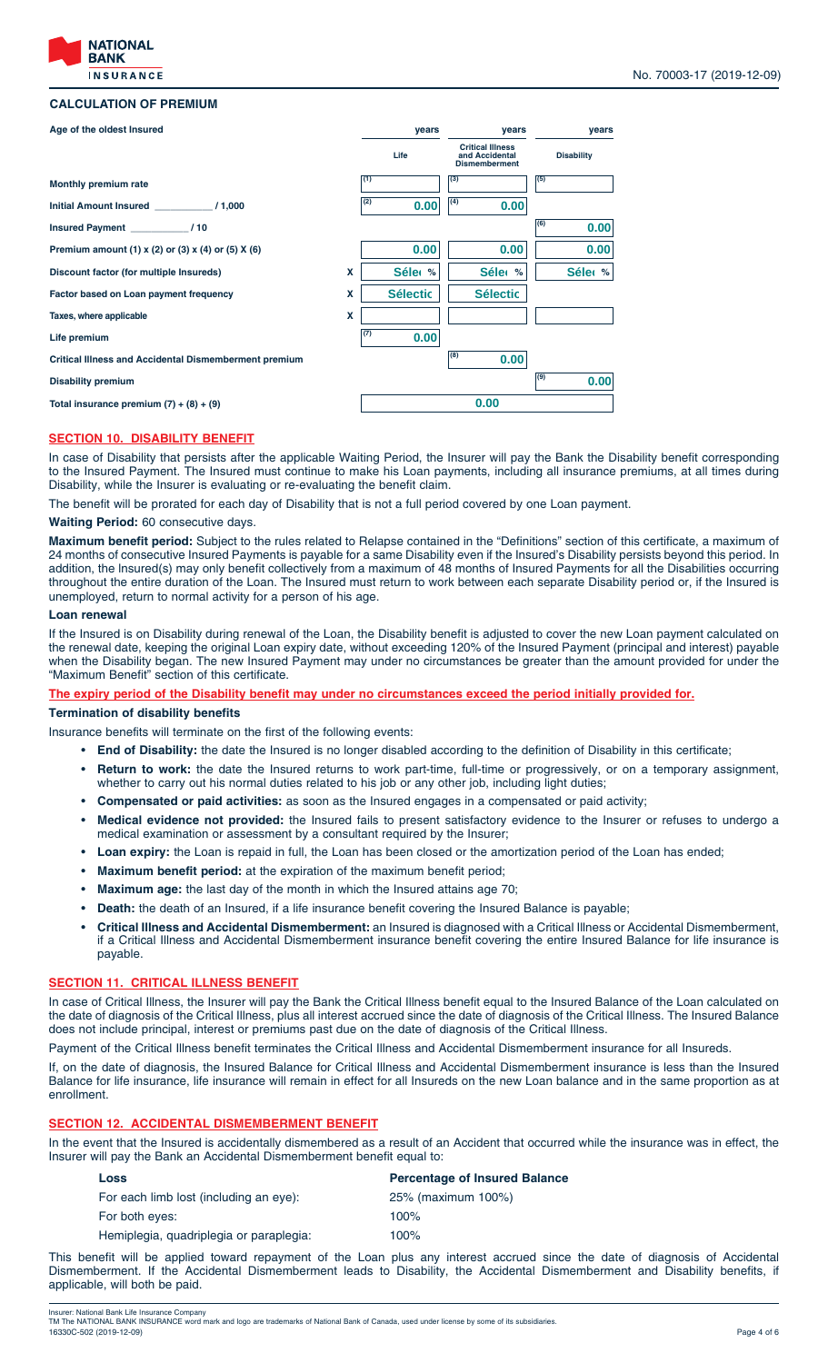## CALCULATION OF PREMIUM

| Age of the oldest Insured | | years | years | years |
|---|---|---|---|---|
| | | Life | Critical Illness and Accidental Dismemberment | Disability |
| Monthly premium rate | | (1) | (3) | (5) |
| Initial Amount Insured ___________ / 1,000 | | (2) 0.00 | (4) 0.00 | |
| Insured Payment ___________ / 10 | | | | (6) 0.00 |
| Premium amount (1) x (2) or (3) x (4) or (5) X (6) | | 0.00 | 0.00 | 0.00 |
| Discount factor (for multiple Insureds) | X | Sélec % | Sélec % | Sélec % |
| Factor based on Loan payment frequency | X | Sélectic | Sélectic | |
| Taxes, where applicable | X | | | |
| Life premium | | (7) 0.00 | | |
| Critical Illness and Accidental Dismemberment premium | | | (8) 0.00 | |
| Disability premium | | | | (9) 0.00 |
| Total insurance premium (7) + (8) + (9) | | | 0.00 | |

## SECTION 10. DISABILITY BENEFIT

In case of Disability that persists after the applicable Waiting Period, the Insurer will pay the Bank the Disability benefit corresponding to the Insured Payment. The Insured must continue to make his Loan payments, including all insurance premiums, at all times during Disability, while the Insurer is evaluating or re-evaluating the benefit claim.

The benefit will be prorated for each day of Disability that is not a full period covered by one Loan payment.

**Waiting Period:** 60 consecutive days.

**Maximum benefit period:** Subject to the rules related to Relapse contained in the "Definitions" section of this certificate, a maximum of 24 months of consecutive Insured Payments is payable for a same Disability even if the Insured's Disability persists beyond this period. In addition, the Insured(s) may only benefit collectively from a maximum of 48 months of Insured Payments for all the Disabilities occurring throughout the entire duration of the Loan. The Insured must return to work between each separate Disability period or, if the Insured is unemployed, return to normal activity for a person of his age.

### Loan renewal

If the Insured is on Disability during renewal of the Loan, the Disability benefit is adjusted to cover the new Loan payment calculated on the renewal date, keeping the original Loan expiry date, without exceeding 120% of the Insured Payment (principal and interest) payable when the Disability began. The new Insured Payment may under no circumstances be greater than the amount provided for under the "Maximum Benefit" section of this certificate.

**The expiry period of the Disability benefit may under no circumstances exceed the period initially provided for.**

### Termination of disability benefits

Insurance benefits will terminate on the first of the following events:

- **End of Disability:** the date the Insured is no longer disabled according to the definition of Disability in this certificate;
- **Return to work:** the date the Insured returns to work part-time, full-time or progressively, or on a temporary assignment, whether to carry out his normal duties related to his job or any other job, including light duties;
- **Compensated or paid activities:** as soon as the Insured engages in a compensated or paid activity;
- **Medical evidence not provided:** the Insured fails to present satisfactory evidence to the Insurer or refuses to undergo a medical examination or assessment by a consultant required by the Insurer;
- **Loan expiry:** the Loan is repaid in full, the Loan has been closed or the amortization period of the Loan has ended;
- **Maximum benefit period:** at the expiration of the maximum benefit period;
- **Maximum age:** the last day of the month in which the Insured attains age 70;
- **Death:** the death of an Insured, if a life insurance benefit covering the Insured Balance is payable;
- **Critical Illness and Accidental Dismemberment:** an Insured is diagnosed with a Critical Illness or Accidental Dismemberment, if a Critical Illness and Accidental Dismemberment insurance benefit covering the entire Insured Balance for life insurance is payable.

## SECTION 11. CRITICAL ILLNESS BENEFIT

In case of Critical Illness, the Insurer will pay the Bank the Critical Illness benefit equal to the Insured Balance of the Loan calculated on the date of diagnosis of the Critical Illness, plus all interest accrued since the date of diagnosis of the Critical Illness. The Insured Balance does not include principal, interest or premiums past due on the date of diagnosis of the Critical Illness.

Payment of the Critical Illness benefit terminates the Critical Illness and Accidental Dismemberment insurance for all Insureds.

If, on the date of diagnosis, the Insured Balance for Critical Illness and Accidental Dismemberment insurance is less than the Insured Balance for life insurance, life insurance will remain in effect for all Insureds on the new Loan balance and in the same proportion as at enrollment.

## SECTION 12. ACCIDENTAL DISMEMBERMENT BENEFIT

In the event that the Insured is accidentally dismembered as a result of an Accident that occurred while the insurance was in effect, the Insurer will pay the Bank an Accidental Dismemberment benefit equal to:

| Loss | Percentage of Insured Balance |
|---|---|
| For each limb lost (including an eye): | 25% (maximum 100%) |
| For both eyes: | 100% |
| Hemiplegia, quadriplegia or paraplegia: | 100% |

This benefit will be applied toward repayment of the Loan plus any interest accrued since the date of diagnosis of Accidental Dismemberment. If the Accidental Dismemberment leads to Disability, the Accidental Dismemberment and Disability benefits, if applicable, will both be paid.

Insurer: National Bank Life Insurance Company
TM The NATIONAL BANK INSURANCE word mark and logo are trademarks of National Bank of Canada, used under license by some of its subsidiaries.
16330C-502 (2019-12-09)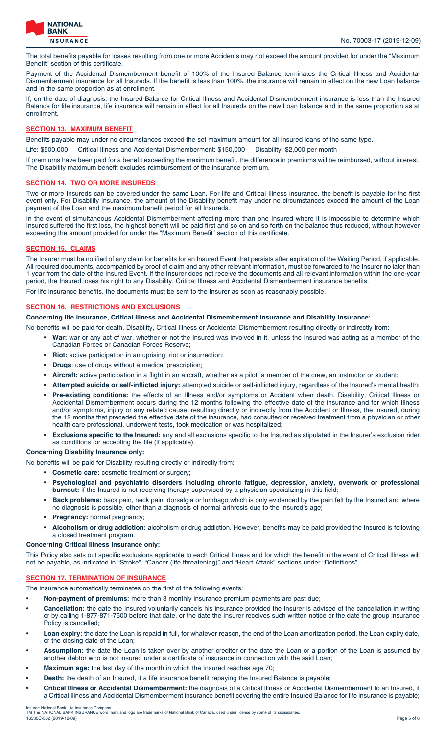The total benefits payable for losses resulting from one or more Accidents may not exceed the amount provided for under the "Maximum Benefit" section of this certificate.

Payment of the Accidental Dismemberment benefit of 100% of the Insured Balance terminates the Critical Illness and Accidental Dismemberment insurance for all Insureds. If the benefit is less than 100%, the insurance will remain in effect on the new Loan balance and in the same proportion as at enrollment.

If, on the date of diagnosis, the Insured Balance for Critical Illness and Accidental Dismemberment insurance is less than the Insured Balance for life insurance, life insurance will remain in effect for all Insureds on the new Loan balance and in the same proportion as at enrollment.

## SECTION 13. MAXIMUM BENEFIT

Benefits payable may under no circumstances exceed the set maximum amount for all Insured loans of the same type.

Life: $500,000    Critical Illness and Accidental Dismemberment: $150,000    Disability: $2,000 per month

If premiums have been paid for a benefit exceeding the maximum benefit, the difference in premiums will be reimbursed, without interest. The Disability maximum benefit excludes reimbursement of the insurance premium.

## SECTION 14. TWO OR MORE INSUREDS

Two or more Insureds can be covered under the same Loan. For life and Critical Illness insurance, the benefit is payable for the first event only. For Disability Insurance, the amount of the Disability benefit may under no circumstances exceed the amount of the Loan payment of the Loan and the maximum benefit period for all Insureds.

In the event of simultaneous Accidental Dismemberment affecting more than one Insured where it is impossible to determine which Insured suffered the first loss, the highest benefit will be paid first and so on and so forth on the balance thus reduced, without however exceeding the amount provided for under the "Maximum Benefit" section of this certificate.

## SECTION 15. CLAIMS

The Insurer must be notified of any claim for benefits for an Insured Event that persists after expiration of the Waiting Period, if applicable. All required documents, accompanied by proof of claim and any other relevant information, must be forwarded to the Insurer no later than 1 year from the date of the Insured Event. If the Insurer does not receive the documents and all relevant information within the one-year period, the Insured loses his right to any Disability, Critical Illness and Accidental Dismemberment insurance benefits.

For life insurance benefits, the documents must be sent to the Insurer as soon as reasonably possible.

## SECTION 16. RESTRICTIONS AND EXCLUSIONS

**Concerning life insurance, Critical Illness and Accidental Dismemberment insurance and Disability insurance:**

No benefits will be paid for death, Disability, Critical Illness or Accidental Dismemberment resulting directly or indirectly from:

- **War:** war or any act of war, whether or not the Insured was involved in it, unless the Insured was acting as a member of the Canadian Forces or Canadian Forces Reserve;
- **Riot:** active participation in an uprising, riot or insurrection;
- **Drugs**: use of drugs without a medical prescription;
- **Aircraft:** active participation in a flight in an aircraft, whether as a pilot, a member of the crew, an instructor or student;
- **Attempted suicide or self-inflicted injury:** attempted suicide or self-inflicted injury, regardless of the Insured's mental health;
- **Pre-existing conditions:** the effects of an Illness and/or symptoms or Accident when death, Disability, Critical Illness or Accidental Dismemberment occurs during the 12 months following the effective date of the insurance and for which Illness and/or symptoms, injury or any related cause, resulting directly or indirectly from the Accident or Illness, the Insured, during the 12 months that preceded the effective date of the insurance, had consulted or received treatment from a physician or other health care professional, underwent tests, took medication or was hospitalized;
- **Exclusions specific to the Insured:** any and all exclusions specific to the Insured as stipulated in the Insurer's exclusion rider as conditions for accepting the file (if applicable).

**Concerning Disability Insurance only:**

No benefits will be paid for Disability resulting directly or indirectly from:

- **Cosmetic care:** cosmetic treatment or surgery;
- **Psychological and psychiatric disorders including chronic fatigue, depression, anxiety, overwork or professional burnout:** if the Insured is not receiving therapy supervised by a physician specializing in this field;
- **Back problems:** back pain, neck pain, dorsalgia or lumbago which is only evidenced by the pain felt by the Insured and where no diagnosis is possible, other than a diagnosis of normal arthrosis due to the Insured's age;
- **Pregnancy:** normal pregnancy;
- **Alcoholism or drug addiction:** alcoholism or drug addiction. However, benefits may be paid provided the Insured is following a closed treatment program.

**Concerning Critical Illness Insurance only:**

This Policy also sets out specific exclusions applicable to each Critical Illness and for which the benefit in the event of Critical Illness will not be payable, as indicated in "Stroke", "Cancer (life threatening)" and "Heart Attack" sections under "Definitions".

## SECTION 17. TERMINATION OF INSURANCE

The insurance automatically terminates on the first of the following events:

- **Non-payment of premiums:** more than 3 monthly insurance premium payments are past due;
- **Cancellation:** the date the Insured voluntarily cancels his insurance provided the Insurer is advised of the cancellation in writing or by calling 1-877-871-7500 before that date, or the date the Insurer receives such written notice or the date the group insurance Policy is cancelled;
- **Loan expiry:** the date the Loan is repaid in full, for whatever reason, the end of the Loan amortization period, the Loan expiry date, or the closing date of the Loan;
- **Assumption:** the date the Loan is taken over by another creditor or the date the Loan or a portion of the Loan is assumed by another debtor who is not insured under a certificate of insurance in connection with the said Loan;
- **Maximum age:** the last day of the month in which the Insured reaches age 70;
- **Death:** the death of an Insured, if a life insurance benefit repaying the Insured Balance is payable;
- **Critical Illness or Accidental Dismemberment:** the diagnosis of a Critical Illness or Accidental Dismemberment to an Insured, if a Critical Illness and Accidental Dismemberment insurance benefit covering the entire Insured Balance for life insurance is payable;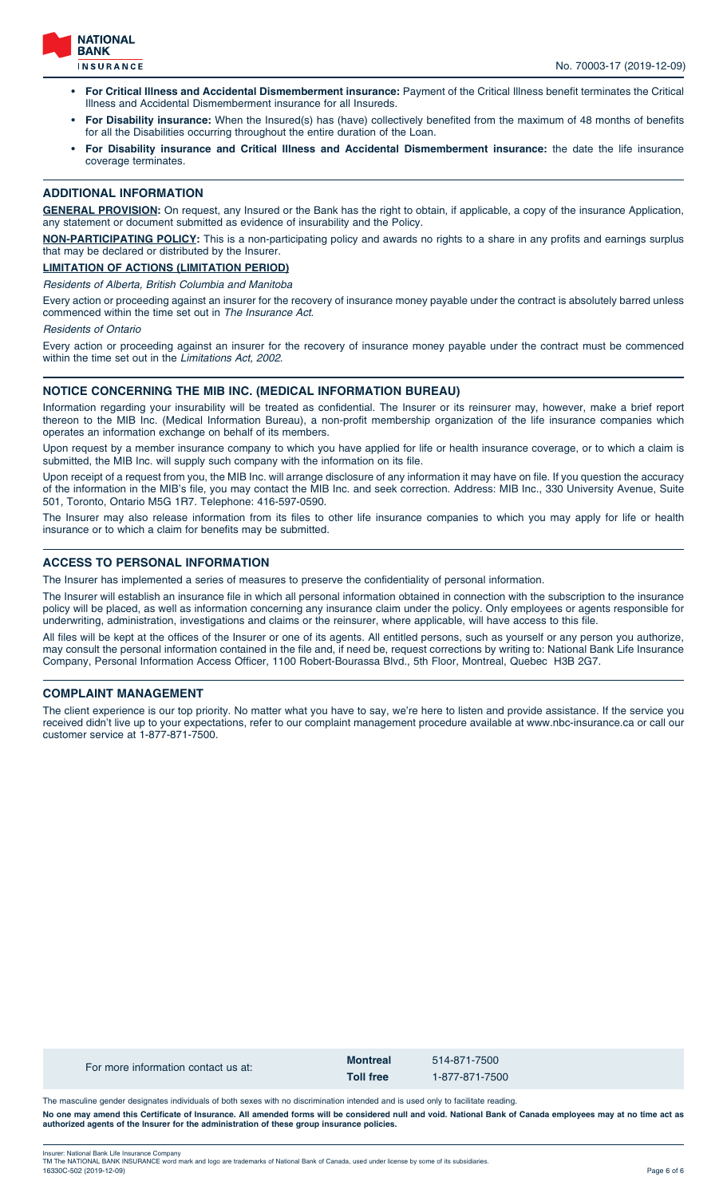- **For Critical Illness and Accidental Dismemberment insurance:** Payment of the Critical Illness benefit terminates the Critical Illness and Accidental Dismemberment insurance for all Insureds.
- **For Disability insurance:** When the Insured(s) has (have) collectively benefited from the maximum of 48 months of benefits for all the Disabilities occurring throughout the entire duration of the Loan.
- **For Disability insurance and Critical Illness and Accidental Dismemberment insurance:** the date the life insurance coverage terminates.

## ADDITIONAL INFORMATION

**GENERAL PROVISION:** On request, any Insured or the Bank has the right to obtain, if applicable, a copy of the insurance Application, any statement or document submitted as evidence of insurability and the Policy.

**NON-PARTICIPATING POLICY:** This is a non-participating policy and awards no rights to a share in any profits and earnings surplus that may be declared or distributed by the Insurer.

**LIMITATION OF ACTIONS (LIMITATION PERIOD)**

*Residents of Alberta, British Columbia and Manitoba*

Every action or proceeding against an insurer for the recovery of insurance money payable under the contract is absolutely barred unless commenced within the time set out in *The Insurance Act*.

*Residents of Ontario*

Every action or proceeding against an insurer for the recovery of insurance money payable under the contract must be commenced within the time set out in the *Limitations Act, 2002*.

## NOTICE CONCERNING THE MIB INC. (MEDICAL INFORMATION BUREAU)

Information regarding your insurability will be treated as confidential. The Insurer or its reinsurer may, however, make a brief report thereon to the MIB Inc. (Medical Information Bureau), a non-profit membership organization of the life insurance companies which operates an information exchange on behalf of its members.

Upon request by a member insurance company to which you have applied for life or health insurance coverage, or to which a claim is submitted, the MIB Inc. will supply such company with the information on its file.

Upon receipt of a request from you, the MIB Inc. will arrange disclosure of any information it may have on file. If you question the accuracy of the information in the MIB's file, you may contact the MIB Inc. and seek correction. Address: MIB Inc., 330 University Avenue, Suite 501, Toronto, Ontario M5G 1R7. Telephone: 416-597-0590.

The Insurer may also release information from its files to other life insurance companies to which you may apply for life or health insurance or to which a claim for benefits may be submitted.

## ACCESS TO PERSONAL INFORMATION

The Insurer has implemented a series of measures to preserve the confidentiality of personal information.

The Insurer will establish an insurance file in which all personal information obtained in connection with the subscription to the insurance policy will be placed, as well as information concerning any insurance claim under the policy. Only employees or agents responsible for underwriting, administration, investigations and claims or the reinsurer, where applicable, will have access to this file.

All files will be kept at the offices of the Insurer or one of its agents. All entitled persons, such as yourself or any person you authorize, may consult the personal information contained in the file and, if need be, request corrections by writing to: National Bank Life Insurance Company, Personal Information Access Officer, 1100 Robert-Bourassa Blvd., 5th Floor, Montreal, Quebec H3B 2G7.

## COMPLAINT MANAGEMENT

The client experience is our top priority. No matter what you have to say, we're here to listen and provide assistance. If the service you received didn't live up to your expectations, refer to our complaint management procedure available at www.nbc-insurance.ca or call our customer service at 1-877-871-7500.

| | | |
|---|---|---|
| For more information contact us at: | **Montreal** | 514-871-7500 |
| | **Toll free** | 1-877-871-7500 |

The masculine gender designates individuals of both sexes with no discrimination intended and is used only to facilitate reading.

**No one may amend this Certificate of Insurance. All amended forms will be considered null and void. National Bank of Canada employees may at no time act as authorized agents of the Insurer for the administration of these group insurance policies.**

Insurer: National Bank Life Insurance Company
TM The NATIONAL BANK INSURANCE word mark and logo are trademarks of National Bank of Canada, used under license by some of its subsidiaries.
16330C-502 (2019-12-09)